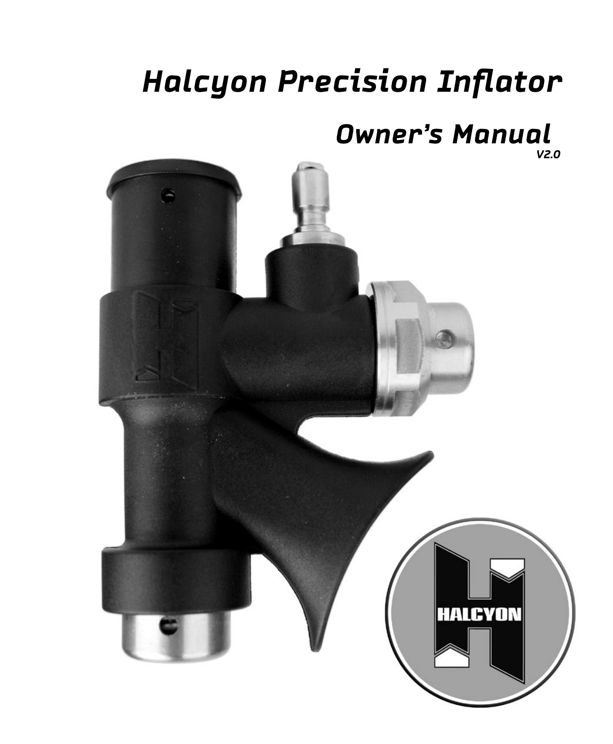# Halcyon Precision Inflator

## Owner's Manual

*V2.0*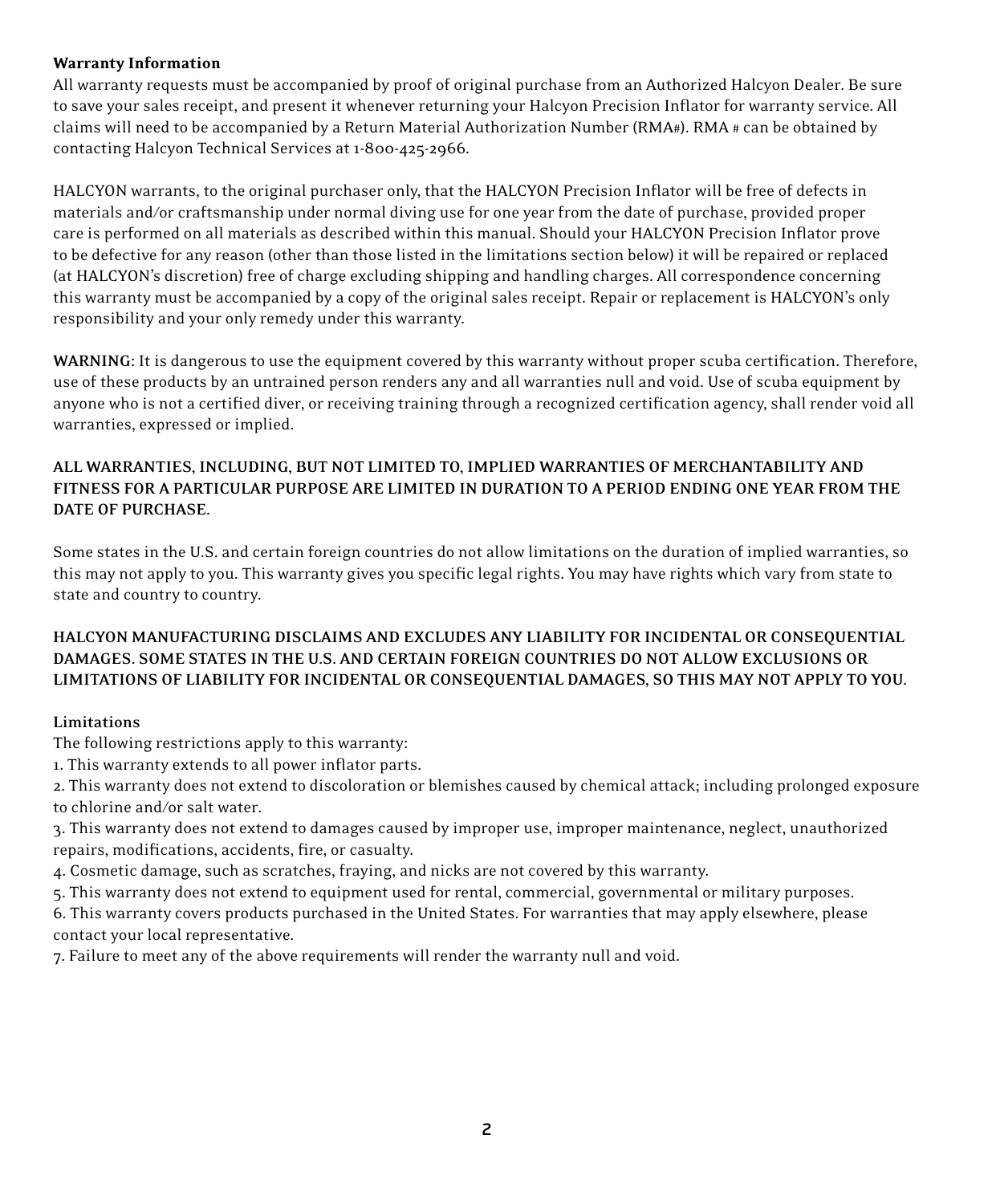**Warranty Information**

All warranty requests must be accompanied by proof of original purchase from an Authorized Halcyon Dealer. Be sure to save your sales receipt, and present it whenever returning your Halcyon Precision Inflator for warranty service. All claims will need to be accompanied by a Return Material Authorization Number (RMA#). RMA # can be obtained by contacting Halcyon Technical Services at 1-800-425-2966.

HALCYON warrants, to the original purchaser only, that the HALCYON Precision Inflator will be free of defects in materials and/or craftsmanship under normal diving use for one year from the date of purchase, provided proper care is performed on all materials as described within this manual. Should your HALCYON Precision Inflator prove to be defective for any reason (other than those listed in the limitations section below) it will be repaired or replaced (at HALCYON's discretion) free of charge excluding shipping and handling charges. All correspondence concerning this warranty must be accompanied by a copy of the original sales receipt. Repair or replacement is HALCYON's only responsibility and your only remedy under this warranty.

**WARNING:** It is dangerous to use the equipment covered by this warranty without proper scuba certification. Therefore, use of these products by an untrained person renders any and all warranties null and void. Use of scuba equipment by anyone who is not a certified diver, or receiving training through a recognized certification agency, shall render void all warranties, expressed or implied.

**ALL WARRANTIES, INCLUDING, BUT NOT LIMITED TO, IMPLIED WARRANTIES OF MERCHANTABILITY AND FITNESS FOR A PARTICULAR PURPOSE ARE LIMITED IN DURATION TO A PERIOD ENDING ONE YEAR FROM THE DATE OF PURCHASE.**

Some states in the U.S. and certain foreign countries do not allow limitations on the duration of implied warranties, so this may not apply to you. This warranty gives you specific legal rights. You may have rights which vary from state to state and country to country.

**HALCYON MANUFACTURING DISCLAIMS AND EXCLUDES ANY LIABILITY FOR INCIDENTAL OR CONSEQUENTIAL DAMAGES. SOME STATES IN THE U.S. AND CERTAIN FOREIGN COUNTRIES DO NOT ALLOW EXCLUSIONS OR LIMITATIONS OF LIABILITY FOR INCIDENTAL OR CONSEQUENTIAL DAMAGES, SO THIS MAY NOT APPLY TO YOU.**

Limitations

The following restrictions apply to this warranty:

1. This warranty extends to all power inflator parts.
2. This warranty does not extend to discoloration or blemishes caused by chemical attack; including prolonged exposure to chlorine and/or salt water.
3. This warranty does not extend to damages caused by improper use, improper maintenance, neglect, unauthorized repairs, modifications, accidents, fire, or casualty.
4. Cosmetic damage, such as scratches, fraying, and nicks are not covered by this warranty.
5. This warranty does not extend to equipment used for rental, commercial, governmental or military purposes.
6. This warranty covers products purchased in the United States. For warranties that may apply elsewhere, please contact your local representative.
7. Failure to meet any of the above requirements will render the warranty null and void.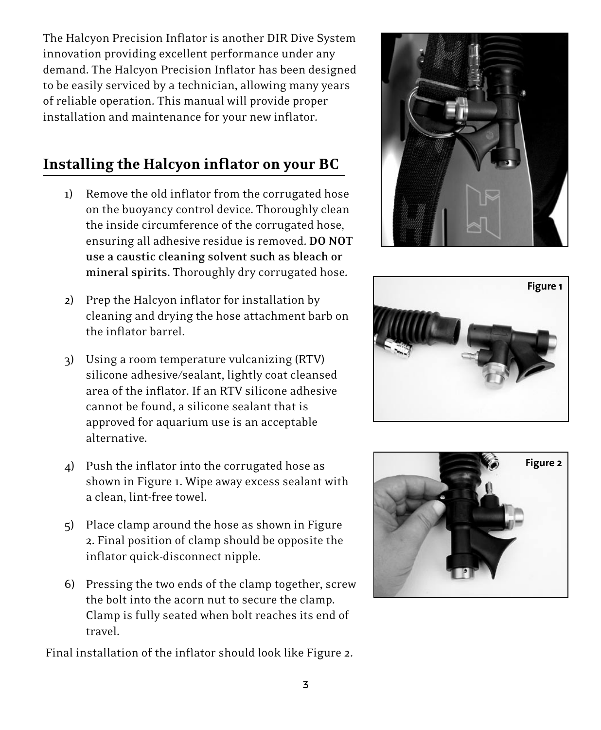The Halcyon Precision Inflator is another DIR Dive System innovation providing excellent performance under any demand. The Halcyon Precision Inflator has been designed to be easily serviced by a technician, allowing many years of reliable operation. This manual will provide proper installation and maintenance for your new inflator.

## Installing the Halcyon inflator on your BC

1) Remove the old inflator from the corrugated hose on the buoyancy control device. Thoroughly clean the inside circumference of the corrugated hose, ensuring all adhesive residue is removed. **DO NOT use a caustic cleaning solvent such as bleach or mineral spirits.** Thoroughly dry corrugated hose.

2) Prep the Halcyon inflator for installation by cleaning and drying the hose attachment barb on the inflator barrel.

3) Using a room temperature vulcanizing (RTV) silicone adhesive/sealant, lightly coat cleansed area of the inflator. If an RTV silicone adhesive cannot be found, a silicone sealant that is approved for aquarium use is an acceptable alternative.

4) Push the inflator into the corrugated hose as shown in Figure 1. Wipe away excess sealant with a clean, lint-free towel.

5) Place clamp around the hose as shown in Figure 2. Final position of clamp should be opposite the inflator quick-disconnect nipple.

6) Pressing the two ends of the clamp together, screw the bolt into the acorn nut to secure the clamp. Clamp is fully seated when bolt reaches its end of travel.

Final installation of the inflator should look like Figure 2.

**Figure 1**

**Figure 2**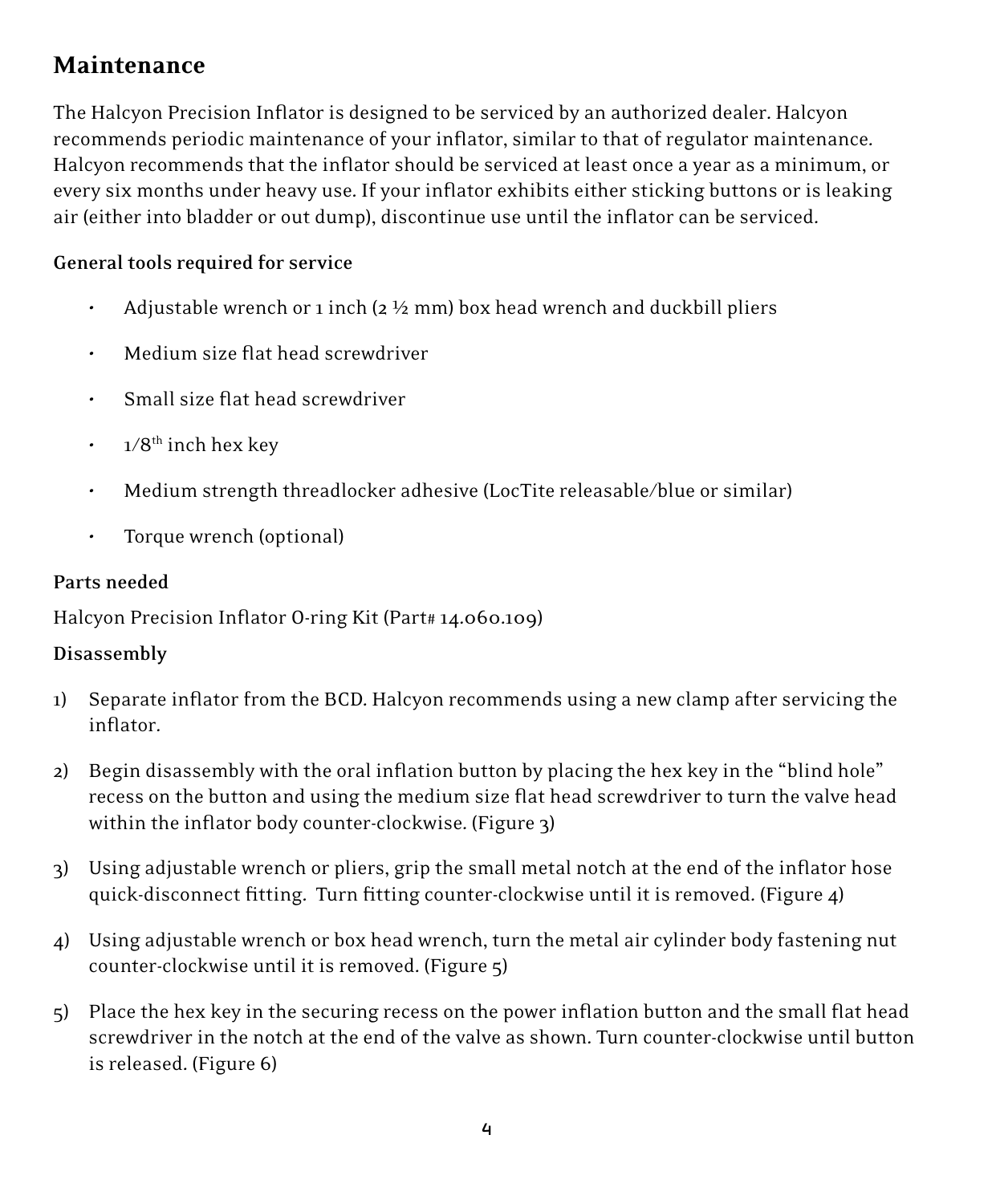## Maintenance

The Halcyon Precision Inflator is designed to be serviced by an authorized dealer. Halcyon recommends periodic maintenance of your inflator, similar to that of regulator maintenance. Halcyon recommends that the inflator should be serviced at least once a year as a minimum, or every six months under heavy use. If your inflator exhibits either sticking buttons or is leaking air (either into bladder or out dump), discontinue use until the inflator can be serviced.

**General tools required for service**

- Adjustable wrench or 1 inch (2 ½ mm) box head wrench and duckbill pliers
- Medium size flat head screwdriver
- Small size flat head screwdriver
- 1/8th inch hex key
- Medium strength threadlocker adhesive (LocTite releasable/blue or similar)
- Torque wrench (optional)

**Parts needed**

Halcyon Precision Inflator O-ring Kit (Part# 14.060.109)

**Disassembly**

1) Separate inflator from the BCD. Halcyon recommends using a new clamp after servicing the inflator.
2) Begin disassembly with the oral inflation button by placing the hex key in the "blind hole" recess on the button and using the medium size flat head screwdriver to turn the valve head within the inflator body counter-clockwise. (Figure 3)
3) Using adjustable wrench or pliers, grip the small metal notch at the end of the inflator hose quick-disconnect fitting. Turn fitting counter-clockwise until it is removed. (Figure 4)
4) Using adjustable wrench or box head wrench, turn the metal air cylinder body fastening nut counter-clockwise until it is removed. (Figure 5)
5) Place the hex key in the securing recess on the power inflation button and the small flat head screwdriver in the notch at the end of the valve as shown. Turn counter-clockwise until button is released. (Figure 6)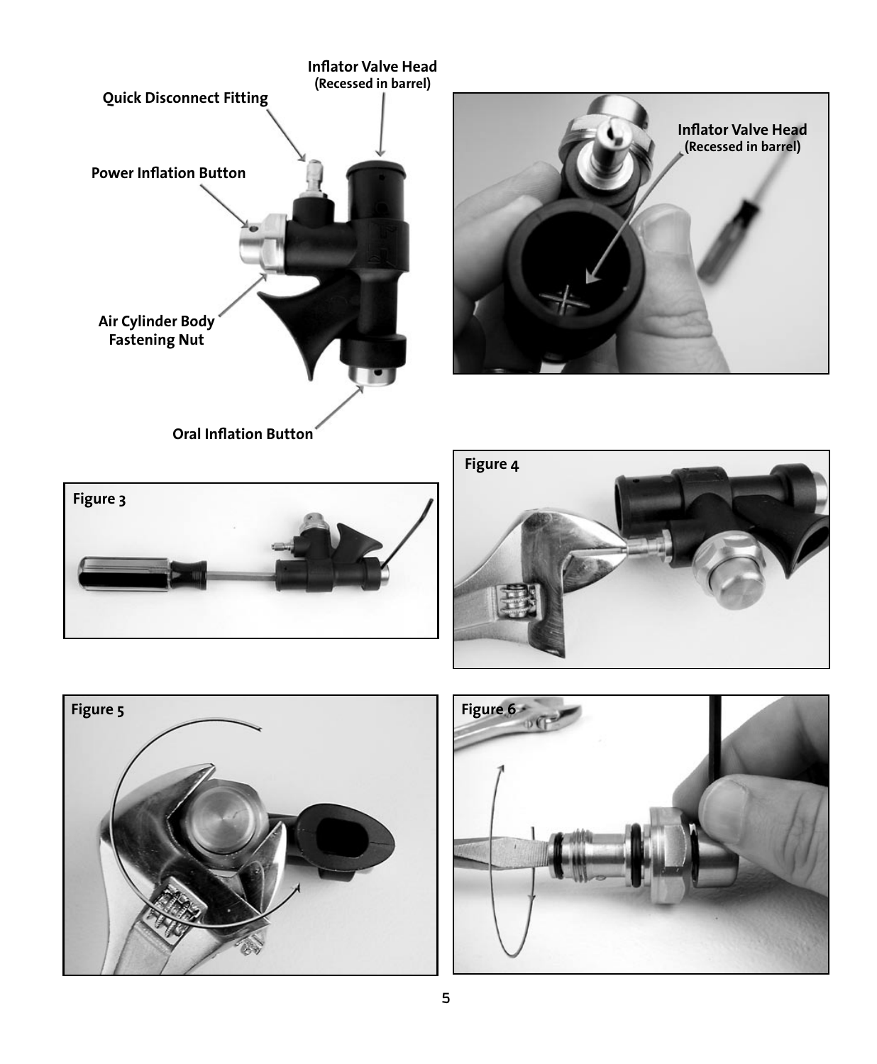Inflator Valve Head
(Recessed in barrel)

Quick Disconnect Fitting

Power Inflation Button

Air Cylinder Body
Fastening Nut

Oral Inflation Button

Inflator Valve Head
(Recessed in barrel)

Figure 3

Figure 4

Figure 5

Figure 6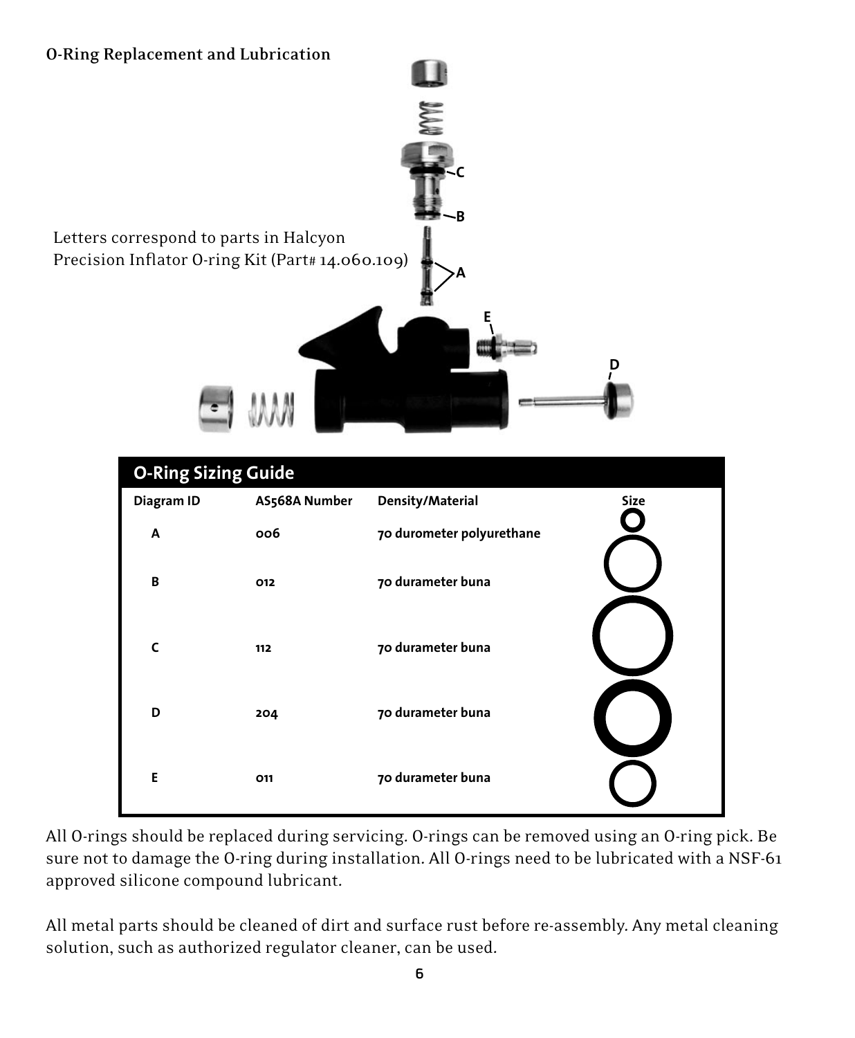## O-Ring Replacement and Lubrication

Letters correspond to parts in Halcyon Precision Inflator O-ring Kit (Part# 14.060.109)

### O-Ring Sizing Guide

| Diagram ID | AS568A Number | Density/Material | Size |
|---|---|---|---|
| A | 006 | 70 durometer polyurethane | |
| B | 012 | 70 durameter buna | |
| C | 112 | 70 durameter buna | |
| D | 204 | 70 durameter buna | |
| E | 011 | 70 durameter buna | |

All O-rings should be replaced during servicing. O-rings can be removed using an O-ring pick. Be sure not to damage the O-ring during installation. All O-rings need to be lubricated with a NSF-61 approved silicone compound lubricant.

All metal parts should be cleaned of dirt and surface rust before re-assembly. Any metal cleaning solution, such as authorized regulator cleaner, can be used.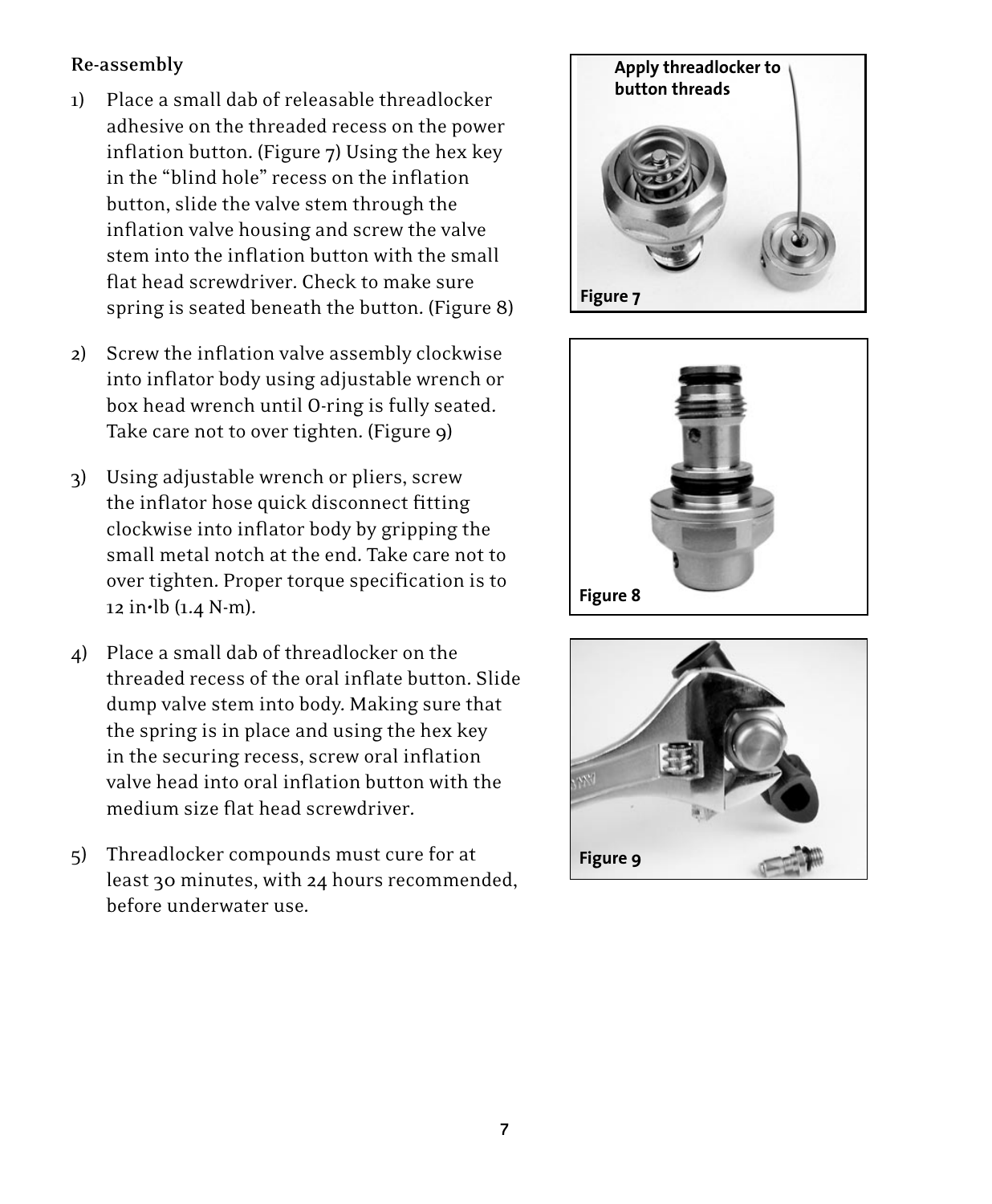### Re-assembly

1) Place a small dab of releasable threadlocker adhesive on the threaded recess on the power inflation button. (Figure 7) Using the hex key in the "blind hole" recess on the inflation button, slide the valve stem through the inflation valve housing and screw the valve stem into the inflation button with the small flat head screwdriver. Check to make sure spring is seated beneath the button. (Figure 8)

2) Screw the inflation valve assembly clockwise into inflator body using adjustable wrench or box head wrench until O-ring is fully seated. Take care not to over tighten. (Figure 9)

3) Using adjustable wrench or pliers, screw the inflator hose quick disconnect fitting clockwise into inflator body by gripping the small metal notch at the end. Take care not to over tighten. Proper torque specification is to 12 in•lb (1.4 N-m).

4) Place a small dab of threadlocker on the threaded recess of the oral inflate button. Slide dump valve stem into body. Making sure that the spring is in place and using the hex key in the securing recess, screw oral inflation valve head into oral inflation button with the medium size flat head screwdriver.

5) Threadlocker compounds must cure for at least 30 minutes, with 24 hours recommended, before underwater use.

**Apply threadlocker to button threads**

**Figure 7**

**Figure 8**

**Figure 9**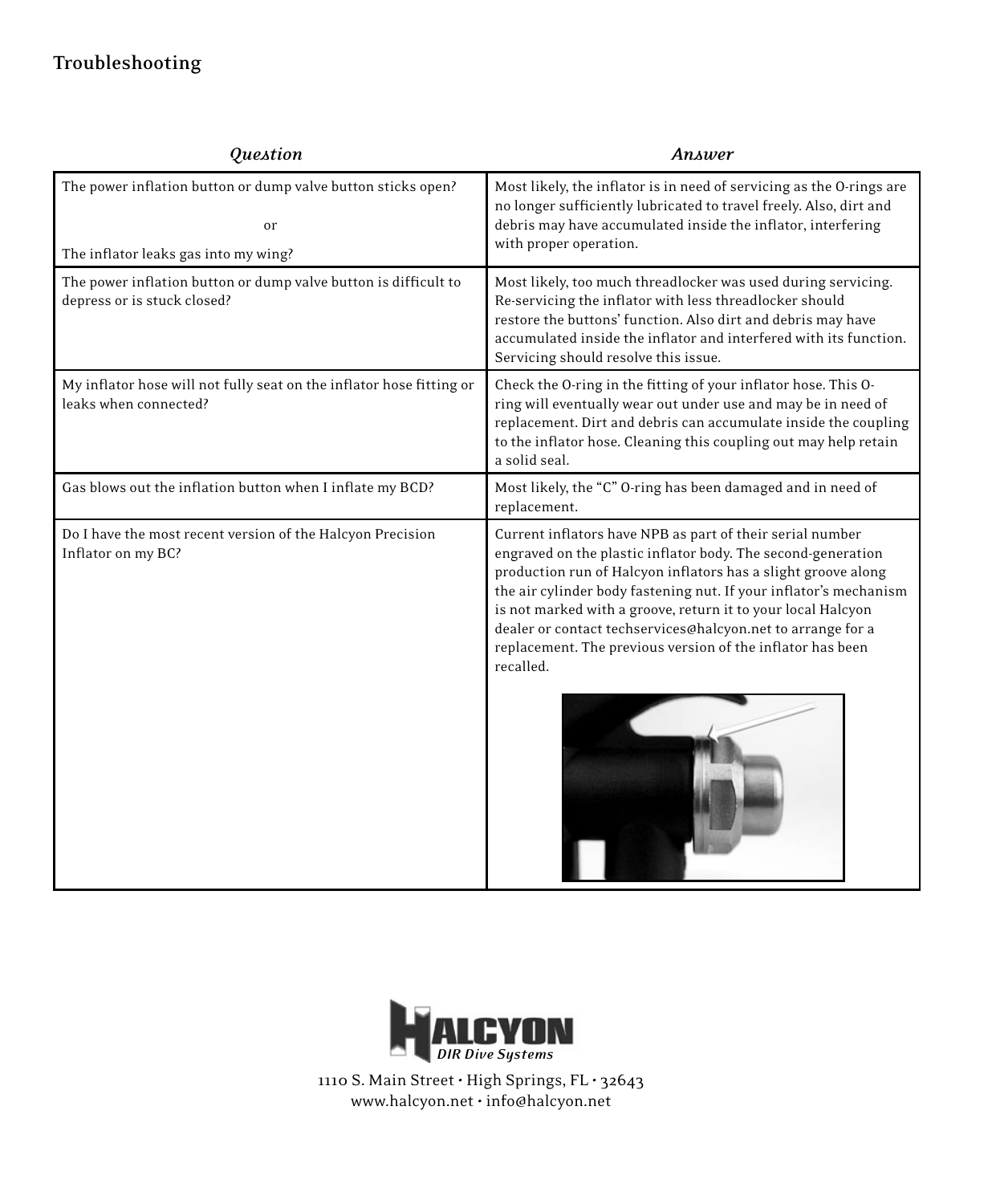## Troubleshooting

| *Question* | *Answer* |
|---|---|
| The power inflation button or dump valve button sticks open?<br><br>or<br><br>The inflator leaks gas into my wing? | Most likely, the inflator is in need of servicing as the O-rings are no longer sufficiently lubricated to travel freely. Also, dirt and debris may have accumulated inside the inflator, interfering with proper operation. |
| The power inflation button or dump valve button is difficult to depress or is stuck closed? | Most likely, too much threadlocker was used during servicing. Re-servicing the inflator with less threadlocker should restore the buttons' function. Also dirt and debris may have accumulated inside the inflator and interfered with its function. Servicing should resolve this issue. |
| My inflator hose will not fully seat on the inflator hose fitting or leaks when connected? | Check the O-ring in the fitting of your inflator hose. This O-ring will eventually wear out under use and may be in need of replacement. Dirt and debris can accumulate inside the coupling to the inflator hose. Cleaning this coupling out may help retain a solid seal. |
| Gas blows out the inflation button when I inflate my BCD? | Most likely, the "C" O-ring has been damaged and in need of replacement. |
| Do I have the most recent version of the Halcyon Precision Inflator on my BC? | Current inflators have NPB as part of their serial number engraved on the plastic inflator body. The second-generation production run of Halcyon inflators has a slight groove along the air cylinder body fastening nut. If your inflator's mechanism is not marked with a groove, return it to your local Halcyon dealer or contact techservices@halcyon.net to arrange for a replacement. The previous version of the inflator has been recalled. |

HALCYON
DIR Dive Systems

1110 S. Main Street • High Springs, FL • 32643
www.halcyon.net • info@halcyon.net